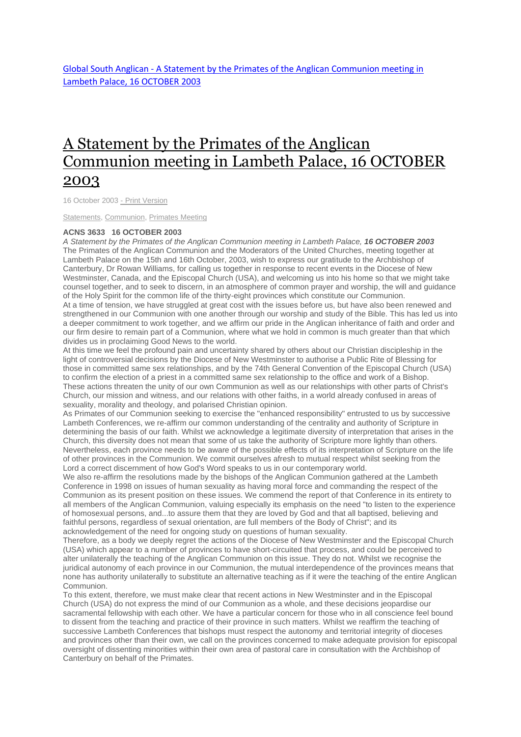[Global South Anglican - A Statement by the Primates of the Anglican Communion meeting in Lambeth Palace, 16 OCTOBER 2003]

# A Statement by the Primates of the Anglican Communion meeting in Lambeth Palace, 16 OCTOBER 2003

16 October 2003 - Print Version

Statements, Communion, Primates Meeting

**ACNS 3633 16 OCTOBER 2003**

*A Statement by the Primates of the Anglican Communion meeting in Lambeth Palace, **16 OCTOBER 2003***

The Primates of the Anglican Communion and the Moderators of the United Churches, meeting together at Lambeth Palace on the 15th and 16th October, 2003, wish to express our gratitude to the Archbishop of Canterbury, Dr Rowan Williams, for calling us together in response to recent events in the Diocese of New Westminster, Canada, and the Episcopal Church (USA), and welcoming us into his home so that we might take counsel together, and to seek to discern, in an atmosphere of common prayer and worship, the will and guidance of the Holy Spirit for the common life of the thirty-eight provinces which constitute our Communion.

At a time of tension, we have struggled at great cost with the issues before us, but have also been renewed and strengthened in our Communion with one another through our worship and study of the Bible. This has led us into a deeper commitment to work together, and we affirm our pride in the Anglican inheritance of faith and order and our firm desire to remain part of a Communion, where what we hold in common is much greater than that which divides us in proclaiming Good News to the world.

At this time we feel the profound pain and uncertainty shared by others about our Christian discipleship in the light of controversial decisions by the Diocese of New Westminster to authorise a Public Rite of Blessing for those in committed same sex relationships, and by the 74th General Convention of the Episcopal Church (USA) to confirm the election of a priest in a committed same sex relationship to the office and work of a Bishop.

These actions threaten the unity of our own Communion as well as our relationships with other parts of Christ's Church, our mission and witness, and our relations with other faiths, in a world already confused in areas of sexuality, morality and theology, and polarised Christian opinion.

As Primates of our Communion seeking to exercise the "enhanced responsibility" entrusted to us by successive Lambeth Conferences, we re-affirm our common understanding of the centrality and authority of Scripture in determining the basis of our faith. Whilst we acknowledge a legitimate diversity of interpretation that arises in the Church, this diversity does not mean that some of us take the authority of Scripture more lightly than others. Nevertheless, each province needs to be aware of the possible effects of its interpretation of Scripture on the life of other provinces in the Communion. We commit ourselves afresh to mutual respect whilst seeking from the Lord a correct discernment of how God's Word speaks to us in our contemporary world.

We also re-affirm the resolutions made by the bishops of the Anglican Communion gathered at the Lambeth Conference in 1998 on issues of human sexuality as having moral force and commanding the respect of the Communion as its present position on these issues. We commend the report of that Conference in its entirety to all members of the Anglican Communion, valuing especially its emphasis on the need "to listen to the experience of homosexual persons, and...to assure them that they are loved by God and that all baptised, believing and faithful persons, regardless of sexual orientation, are full members of the Body of Christ"; and its acknowledgement of the need for ongoing study on questions of human sexuality.

Therefore, as a body we deeply regret the actions of the Diocese of New Westminster and the Episcopal Church (USA) which appear to a number of provinces to have short-circuited that process, and could be perceived to alter unilaterally the teaching of the Anglican Communion on this issue. They do not. Whilst we recognise the juridical autonomy of each province in our Communion, the mutual interdependence of the provinces means that none has authority unilaterally to substitute an alternative teaching as if it were the teaching of the entire Anglican Communion.

To this extent, therefore, we must make clear that recent actions in New Westminster and in the Episcopal Church (USA) do not express the mind of our Communion as a whole, and these decisions jeopardise our sacramental fellowship with each other. We have a particular concern for those who in all conscience feel bound to dissent from the teaching and practice of their province in such matters. Whilst we reaffirm the teaching of successive Lambeth Conferences that bishops must respect the autonomy and territorial integrity of dioceses and provinces other than their own, we call on the provinces concerned to make adequate provision for episcopal oversight of dissenting minorities within their own area of pastoral care in consultation with the Archbishop of Canterbury on behalf of the Primates.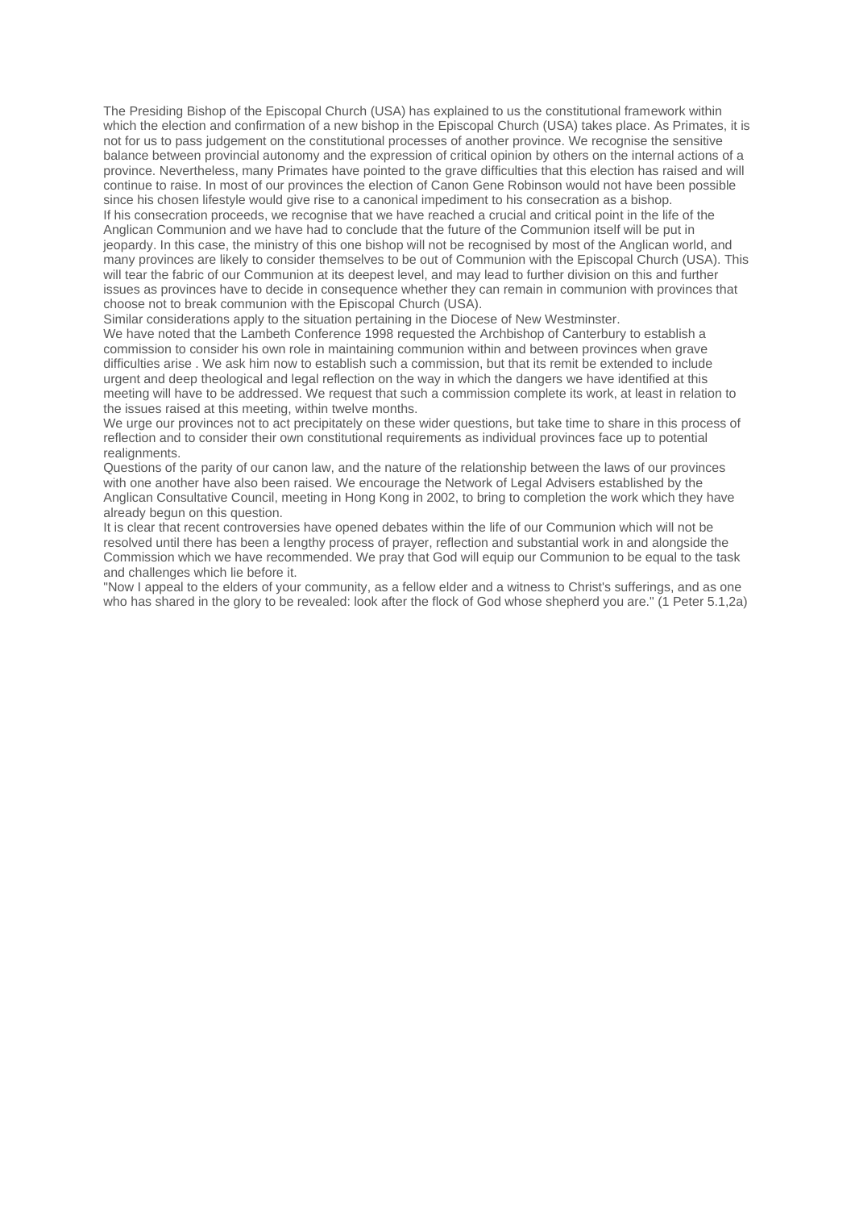The Presiding Bishop of the Episcopal Church (USA) has explained to us the constitutional framework within which the election and confirmation of a new bishop in the Episcopal Church (USA) takes place. As Primates, it is not for us to pass judgement on the constitutional processes of another province. We recognise the sensitive balance between provincial autonomy and the expression of critical opinion by others on the internal actions of a province. Nevertheless, many Primates have pointed to the grave difficulties that this election has raised and will continue to raise. In most of our provinces the election of Canon Gene Robinson would not have been possible since his chosen lifestyle would give rise to a canonical impediment to his consecration as a bishop.

If his consecration proceeds, we recognise that we have reached a crucial and critical point in the life of the Anglican Communion and we have had to conclude that the future of the Communion itself will be put in jeopardy. In this case, the ministry of this one bishop will not be recognised by most of the Anglican world, and many provinces are likely to consider themselves to be out of Communion with the Episcopal Church (USA). This will tear the fabric of our Communion at its deepest level, and may lead to further division on this and further issues as provinces have to decide in consequence whether they can remain in communion with provinces that choose not to break communion with the Episcopal Church (USA).

Similar considerations apply to the situation pertaining in the Diocese of New Westminster.

We have noted that the Lambeth Conference 1998 requested the Archbishop of Canterbury to establish a commission to consider his own role in maintaining communion within and between provinces when grave difficulties arise . We ask him now to establish such a commission, but that its remit be extended to include urgent and deep theological and legal reflection on the way in which the dangers we have identified at this meeting will have to be addressed. We request that such a commission complete its work, at least in relation to the issues raised at this meeting, within twelve months.

We urge our provinces not to act precipitately on these wider questions, but take time to share in this process of reflection and to consider their own constitutional requirements as individual provinces face up to potential realignments.

Questions of the parity of our canon law, and the nature of the relationship between the laws of our provinces with one another have also been raised. We encourage the Network of Legal Advisers established by the Anglican Consultative Council, meeting in Hong Kong in 2002, to bring to completion the work which they have already begun on this question.

It is clear that recent controversies have opened debates within the life of our Communion which will not be resolved until there has been a lengthy process of prayer, reflection and substantial work in and alongside the Commission which we have recommended. We pray that God will equip our Communion to be equal to the task and challenges which lie before it.

"Now I appeal to the elders of your community, as a fellow elder and a witness to Christ's sufferings, and as one who has shared in the glory to be revealed: look after the flock of God whose shepherd you are." (1 Peter 5.1,2a)